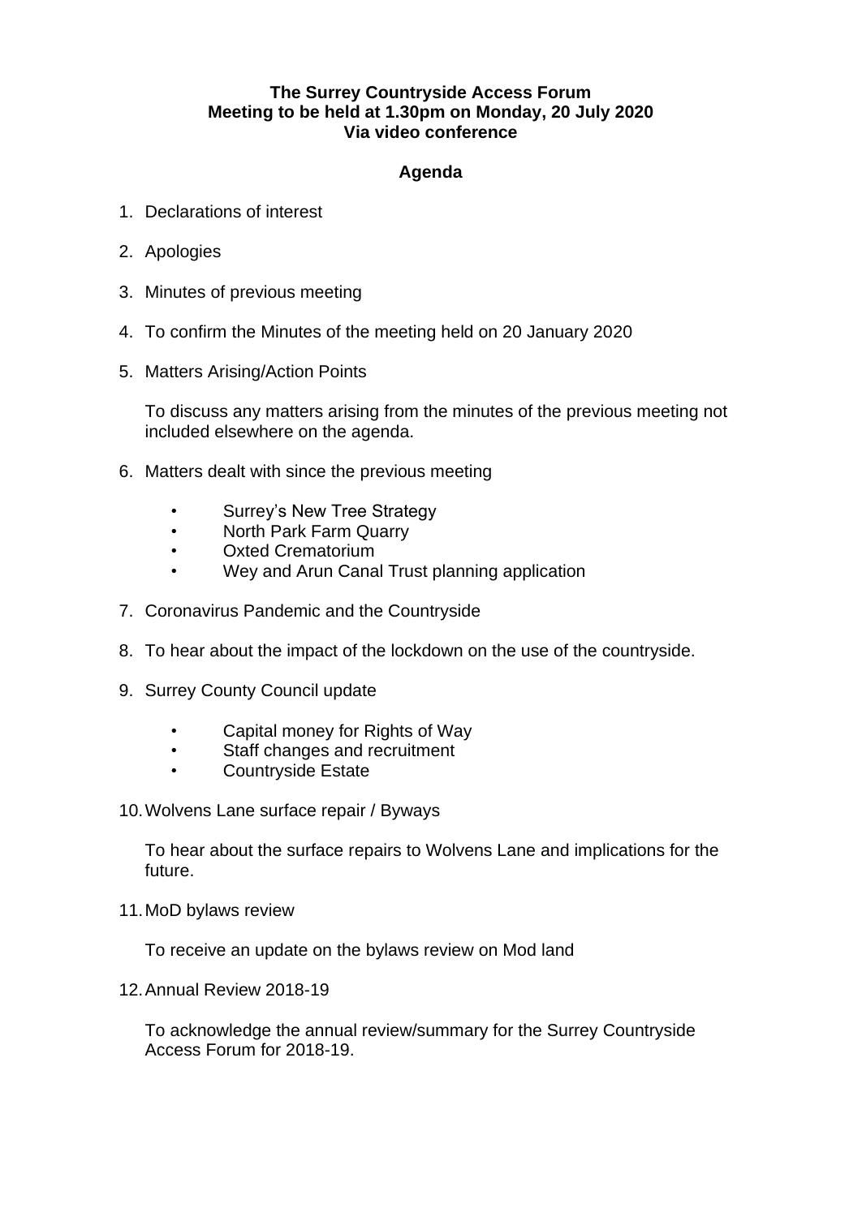**The Surrey Countryside Access Forum**
**Meeting to be held at 1.30pm on Monday, 20 July 2020**
**Via video conference**

## Agenda

1. Declarations of interest

2. Apologies

3. Minutes of previous meeting

4. To confirm the Minutes of the meeting held on 20 January 2020

5. Matters Arising/Action Points

   To discuss any matters arising from the minutes of the previous meeting not included elsewhere on the agenda.

6. Matters dealt with since the previous meeting

   - Surrey's New Tree Strategy
   - North Park Farm Quarry
   - Oxted Crematorium
   - Wey and Arun Canal Trust planning application

7. Coronavirus Pandemic and the Countryside

8. To hear about the impact of the lockdown on the use of the countryside.

9. Surrey County Council update

   - Capital money for Rights of Way
   - Staff changes and recruitment
   - Countryside Estate

10. Wolvens Lane surface repair / Byways

    To hear about the surface repairs to Wolvens Lane and implications for the future.

11. MoD bylaws review

    To receive an update on the bylaws review on Mod land

12. Annual Review 2018-19

    To acknowledge the annual review/summary for the Surrey Countryside Access Forum for 2018-19.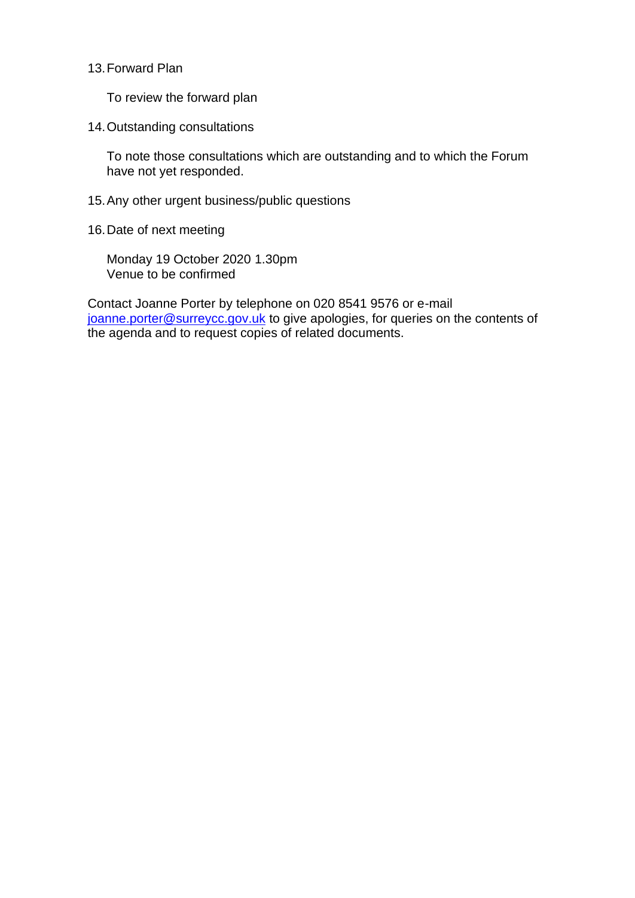13. Forward Plan

    To review the forward plan

14. Outstanding consultations

    To note those consultations which are outstanding and to which the Forum have not yet responded.

15. Any other urgent business/public questions

16. Date of next meeting

    Monday 19 October 2020 1.30pm
    Venue to be confirmed

Contact Joanne Porter by telephone on 020 8541 9576 or e-mail joanne.porter@surreycc.gov.uk to give apologies, for queries on the contents of the agenda and to request copies of related documents.